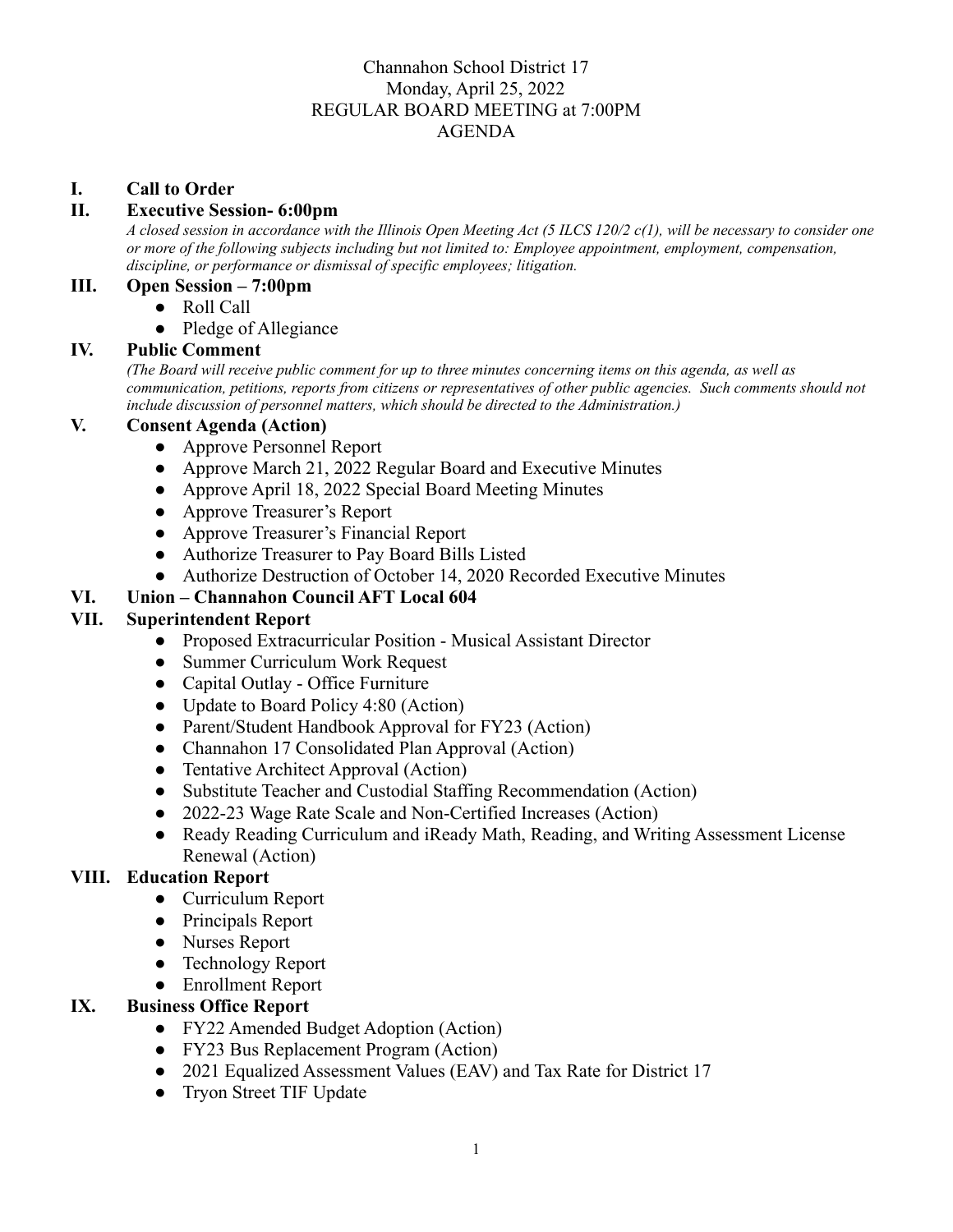# Channahon School District 17
## Monday, April 25, 2022
## REGULAR BOARD MEETING at 7:00PM
## AGENDA

**I. Call to Order**

**II. Executive Session- 6:00pm**

*A closed session in accordance with the Illinois Open Meeting Act (5 ILCS 120/2 c(1), will be necessary to consider one or more of the following subjects including but not limited to: Employee appointment, employment, compensation, discipline, or performance or dismissal of specific employees; litigation.*

**III. Open Session – 7:00pm**

- Roll Call
- Pledge of Allegiance

**IV. Public Comment**

*(The Board will receive public comment for up to three minutes concerning items on this agenda, as well as communication, petitions, reports from citizens or representatives of other public agencies. Such comments should not include discussion of personnel matters, which should be directed to the Administration.)*

**V. Consent Agenda (Action)**

- Approve Personnel Report
- Approve March 21, 2022 Regular Board and Executive Minutes
- Approve April 18, 2022 Special Board Meeting Minutes
- Approve Treasurer's Report
- Approve Treasurer's Financial Report
- Authorize Treasurer to Pay Board Bills Listed
- Authorize Destruction of October 14, 2020 Recorded Executive Minutes

**VI. Union – Channahon Council AFT Local 604**

**VII. Superintendent Report**

- Proposed Extracurricular Position - Musical Assistant Director
- Summer Curriculum Work Request
- Capital Outlay - Office Furniture
- Update to Board Policy 4:80 (Action)
- Parent/Student Handbook Approval for FY23 (Action)
- Channahon 17 Consolidated Plan Approval (Action)
- Tentative Architect Approval (Action)
- Substitute Teacher and Custodial Staffing Recommendation (Action)
- 2022-23 Wage Rate Scale and Non-Certified Increases (Action)
- Ready Reading Curriculum and iReady Math, Reading, and Writing Assessment License Renewal (Action)

**VIII. Education Report**

- Curriculum Report
- Principals Report
- Nurses Report
- Technology Report
- Enrollment Report

**IX. Business Office Report**

- FY22 Amended Budget Adoption (Action)
- FY23 Bus Replacement Program (Action)
- 2021 Equalized Assessment Values (EAV) and Tax Rate for District 17
- Tryon Street TIF Update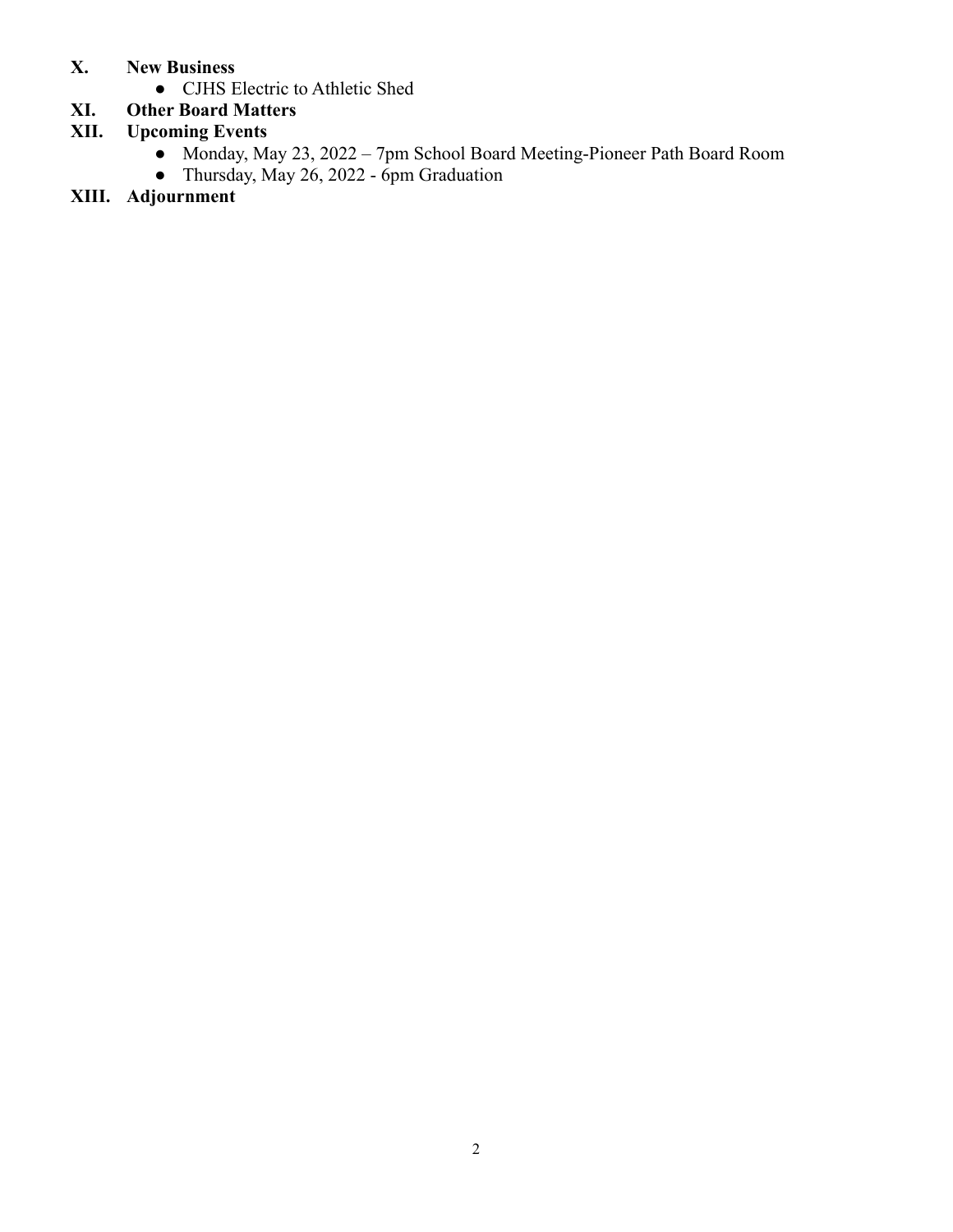**X. New Business**

- CJHS Electric to Athletic Shed

**XI. Other Board Matters**

**XII. Upcoming Events**

- Monday, May 23, 2022 – 7pm School Board Meeting-Pioneer Path Board Room
- Thursday, May 26, 2022 - 6pm Graduation

**XIII. Adjournment**